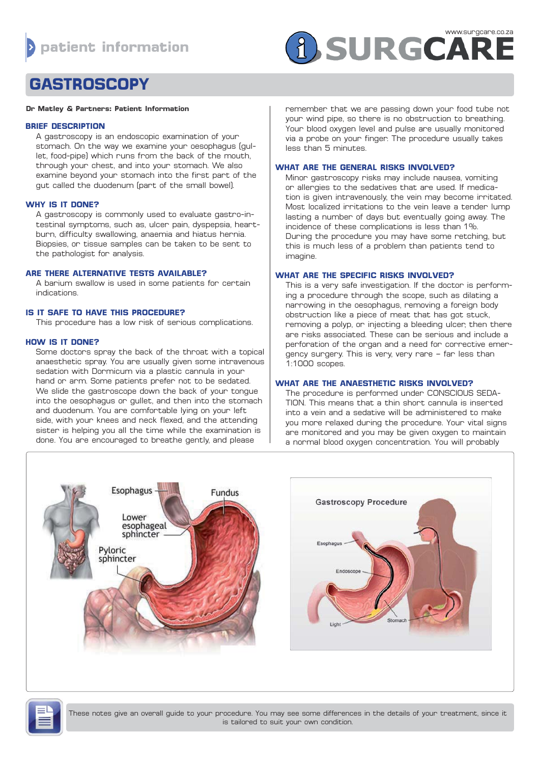# GASTROSCOPY

**Dr Matley & Partners: Patient Information**

## BRIEF DESCRIPTION

A gastroscopy is an endoscopic examination of your stomach. On the way we examine your oesophagus (gullet, food-pipe) which runs from the back of the mouth, through your chest, and into your stomach. We also examine beyond your stomach into the first part of the gut called the duodenum (part of the small bowel).

## WHY IS IT DONE?

A gastroscopy is commonly used to evaluate gastro-intestinal symptoms, such as, ulcer pain, dyspepsia, heartburn, difficulty swallowing, anaemia and hiatus hernia. Biopsies, or tissue samples can be taken to be sent to the pathologist for analysis.

## ARE THERE ALTERNATIVE TESTS AVAILABLE?

A barium swallow is used in some patients for certain indications.

## IS IT SAFE TO HAVE THIS PROCEDURE?

This procedure has a low risk of serious complications.

## HOW IS IT DONE?

Some doctors spray the back of the throat with a topical anaesthetic spray. You are usually given some intravenous sedation with Dormicum via a plastic cannula in your hand or arm. Some patients prefer not to be sedated. We slide the gastroscope down the back of your tongue into the oesophagus or gullet, and then into the stomach and duodenum. You are comfortable lying on your left side, with your knees and neck flexed, and the attending sister is helping you all the time while the examination is done. You are encouraged to breathe gently, and please remember that we are passing down your food tube not your wind pipe, so there is no obstruction to breathing. Your blood oxygen level and pulse are usually monitored via a probe on your finger. The procedure usually takes less than 5 minutes.

## WHAT ARE THE GENERAL RISKS INVOLVED?

Minor gastroscopy risks may include nausea, vomiting or allergies to the sedatives that are used. If medication is given intravenously, the vein may become irritated. Most localized irritations to the vein leave a tender lump lasting a number of days but eventually going away. The incidence of these complications is less than 1%.
During the procedure you may have some retching, but this is much less of a problem than patients tend to imagine.

## WHAT ARE THE SPECIFIC RISKS INVOLVED?

This is a very safe investigation. If the doctor is performing a procedure through the scope, such as dilating a narrowing in the oesophagus, removing a foreign body obstruction like a piece of meat that has got stuck, removing a polyp, or injecting a bleeding ulcer, then there are risks associated. These can be serious and include a perforation of the organ and a need for corrective emergency surgery. This is very, very rare – far less than 1:1000 scopes.

## WHAT ARE THE ANAESTHETIC RISKS INVOLVED?

The procedure is performed under CONSCIOUS SEDATION. This means that a thin short cannula is inserted into a vein and a sedative will be administered to make you more relaxed during the procedure. Your vital signs are monitored and you may be given oxygen to maintain a normal blood oxygen concentration. You will probably

These notes give an overall guide to your procedure. You may see some differences in the details of your treatment, since it is tailored to suit your own condition.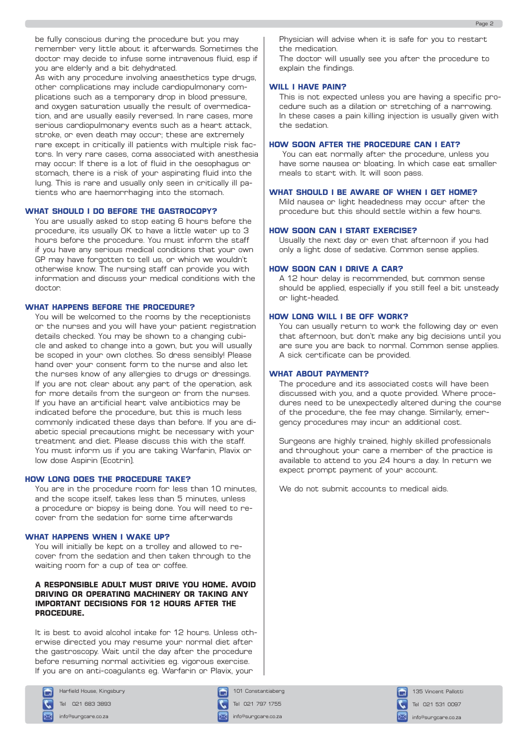be fully conscious during the procedure but you may remember very little about it afterwards. Sometimes the doctor may decide to infuse some intravenous fluid, esp if you are elderly and a bit dehydrated.

As with any procedure involving anaesthetics type drugs, other complications may include cardiopulmonary complications such as a temporary drop in blood pressure, and oxygen saturation usually the result of overmedication, and are usually easily reversed. In rare cases, more serious cardiopulmonary events such as a heart attack, stroke, or even death may occur; these are extremely rare except in critically ill patients with multiple risk factors. In very rare cases, coma associated with anesthesia may occur. If there is a lot of fluid in the oesophagus or stomach, there is a risk of your aspirating fluid into the lung. This is rare and usually only seen in critically ill patients who are haemorrhaging into the stomach.

## WHAT SHOULD I DO BEFORE THE GASTROCOPY?

You are usually asked to stop eating 6 hours before the procedure, its usually OK to have a little water up to 3 hours before the procedure. You must inform the staff if you have any serious medical conditions that your own GP may have forgotten to tell us, or which we wouldn't otherwise know. The nursing staff can provide you with information and discuss your medical conditions with the doctor.

## WHAT HAPPENS BEFORE THE PROCEDURE?

You will be welcomed to the rooms by the receptionists or the nurses and you will have your patient registration details checked. You may be shown to a changing cubicle and asked to change into a gown, but you will usually be scoped in your own clothes. So dress sensibly! Please hand over your consent form to the nurse and also let the nurses know of any allergies to drugs or dressings. If you are not clear about any part of the operation, ask for more details from the surgeon or from the nurses. If you have an artificial heart valve antibiotics may be indicated before the procedure, but this is much less commonly indicated these days than before. If you are diabetic special precautions might be necessary with your treatment and diet. Please discuss this with the staff. You must inform us if you are taking Warfarin, Plavix or low dose Aspirin (Ecotrin).

## HOW LONG DOES THE PROCEDURE TAKE?

You are in the procedure room for less than 10 minutes, and the scope itself, takes less than 5 minutes, unless a procedure or biopsy is being done. You will need to recover from the sedation for some time afterwards

## WHAT HAPPENS WHEN I WAKE UP?

You will initially be kept on a trolley and allowed to recover from the sedation and then taken through to the waiting room for a cup of tea or coffee.

**A RESPONSIBLE ADULT MUST DRIVE YOU HOME. AVOID DRIVING OR OPERATING MACHINERY OR TAKING ANY IMPORTANT DECISIONS FOR 12 HOURS AFTER THE PROCEDURE.**

It is best to avoid alcohol intake for 12 hours. Unless otherwise directed you may resume your normal diet after the gastroscopy. Wait until the day after the procedure before resuming normal activities eg. vigorous exercise. If you are on anti-coagulants eg. Warfarin or Plavix, your Physician will advise when it is safe for you to restart the medication.

The doctor will usually see you after the procedure to explain the findings.

## WILL I HAVE PAIN?

This is not expected unless you are having a specific procedure such as a dilation or stretching of a narrowing. In these cases a pain killing injection is usually given with the sedation.

## HOW SOON AFTER THE PROCEDURE CAN I EAT?

You can eat normally after the procedure, unless you have some nausea or bloating. In which case eat smaller meals to start with. It will soon pass.

## WHAT SHOULD I BE AWARE OF WHEN I GET HOME?

Mild nausea or light headedness may occur after the procedure but this should settle within a few hours.

## HOW SOON CAN I START EXERCISE?

Usually the next day or even that afternoon if you had only a light dose of sedative. Common sense applies.

## HOW SOON CAN I DRIVE A CAR?

A 12 hour delay is recommended, but common sense should be applied, especially if you still feel a bit unsteady or light-headed.

## HOW LONG WILL I BE OFF WORK?

You can usually return to work the following day or even that afternoon, but don't make any big decisions until you are sure you are back to normal. Common sense applies. A sick certificate can be provided.

## WHAT ABOUT PAYMENT?

The procedure and its associated costs will have been discussed with you, and a quote provided. Where procedures need to be unexpectedly altered during the course of the procedure, the fee may change. Similarly, emergency procedures may incur an additional cost.

Surgeons are highly trained, highly skilled professionals and throughout your care a member of the practice is available to attend to you 24 hours a day. In return we expect prompt payment of your account.

We do not submit accounts to medical aids.

Harfield House, Kingsbury
Tel 021 683 3893
info@surgcare.co.za

101 Constantiaberg
Tel 021 797 1755
info@surgcare.co.za

135 Vincent Pallotti
Tel 021 531 0097
info@surgcare.co.za